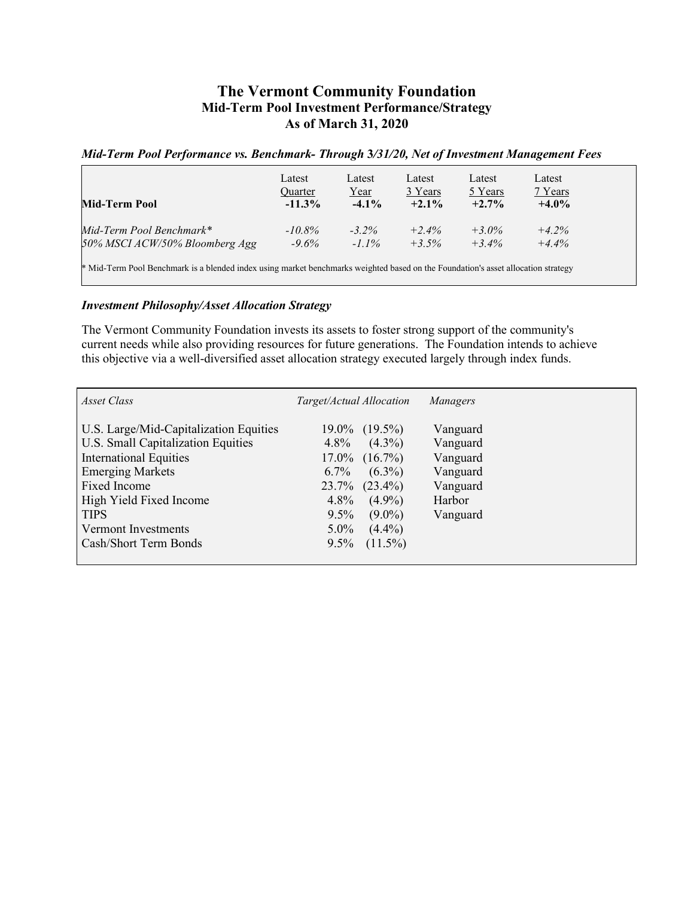# The Vermont Community Foundation

## Mid-Term Pool Investment Performance/Strategy

## As of March 31, 2020

***Mid-Term Pool Performance vs. Benchmark- Through 3/31/20, Net of Investment Management Fees***

| | Latest Quarter | Latest Year | Latest 3 Years | Latest 5 Years | Latest 7 Years |
|---|---|---|---|---|---|
| **Mid-Term Pool** | **-11.3%** | **-4.1%** | **+2.1%** | **+2.7%** | **+4.0%** |
| *Mid-Term Pool Benchmark** | *-10.8%* | *-3.2%* | *+2.4%* | *+3.0%* | *+4.2%* |
| *50% MSCI ACW/50% Bloomberg Agg* | *-9.6%* | *-1.1%* | *+3.5%* | *+3.4%* | *+4.4%* |

* Mid-Term Pool Benchmark is a blended index using market benchmarks weighted based on the Foundation's asset allocation strategy

***Investment Philosophy/Asset Allocation Strategy***

The Vermont Community Foundation invests its assets to foster strong support of the community's current needs while also providing resources for future generations. The Foundation intends to achieve this objective via a well-diversified asset allocation strategy executed largely through index funds.

| *Asset Class* | *Target/Actual Allocation* | *Managers* |
|---|---|---|
| U.S. Large/Mid-Capitalization Equities | 19.0% (19.5%) | Vanguard |
| U.S. Small Capitalization Equities | 4.8% (4.3%) | Vanguard |
| International Equities | 17.0% (16.7%) | Vanguard |
| Emerging Markets | 6.7% (6.3%) | Vanguard |
| Fixed Income | 23.7% (23.4%) | Vanguard |
| High Yield Fixed Income | 4.8% (4.9%) | Harbor |
| TIPS | 9.5% (9.0%) | Vanguard |
| Vermont Investments | 5.0% (4.4%) | |
| Cash/Short Term Bonds | 9.5% (11.5%) | |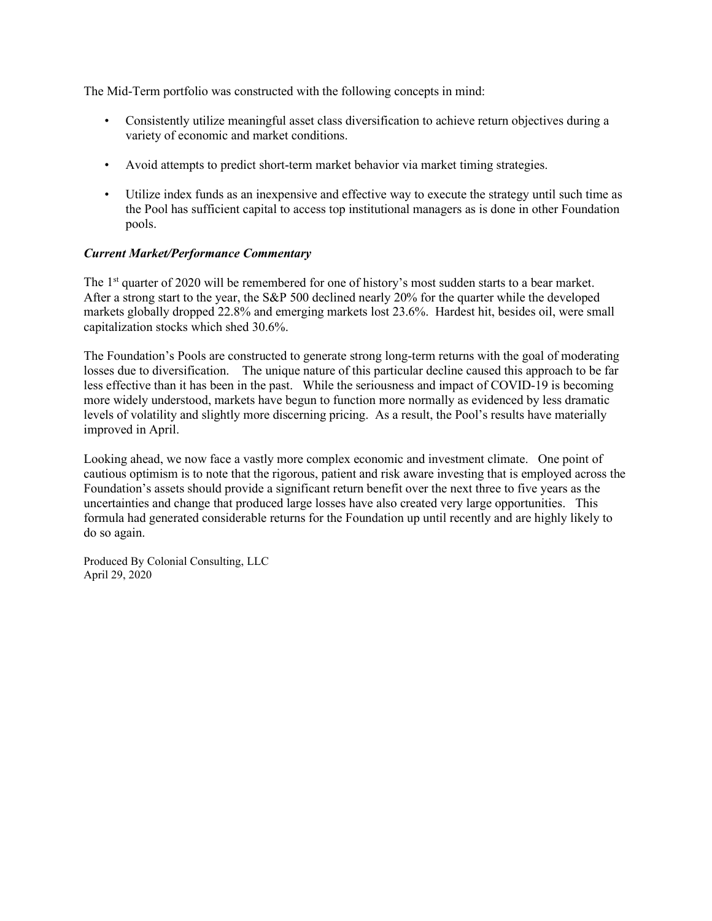The Mid-Term portfolio was constructed with the following concepts in mind:

- Consistently utilize meaningful asset class diversification to achieve return objectives during a variety of economic and market conditions.
- Avoid attempts to predict short-term market behavior via market timing strategies.
- Utilize index funds as an inexpensive and effective way to execute the strategy until such time as the Pool has sufficient capital to access top institutional managers as is done in other Foundation pools.

***Current Market/Performance Commentary***

The 1st quarter of 2020 will be remembered for one of history's most sudden starts to a bear market. After a strong start to the year, the S&P 500 declined nearly 20% for the quarter while the developed markets globally dropped 22.8% and emerging markets lost 23.6%. Hardest hit, besides oil, were small capitalization stocks which shed 30.6%.

The Foundation's Pools are constructed to generate strong long-term returns with the goal of moderating losses due to diversification. The unique nature of this particular decline caused this approach to be far less effective than it has been in the past. While the seriousness and impact of COVID-19 is becoming more widely understood, markets have begun to function more normally as evidenced by less dramatic levels of volatility and slightly more discerning pricing. As a result, the Pool's results have materially improved in April.

Looking ahead, we now face a vastly more complex economic and investment climate. One point of cautious optimism is to note that the rigorous, patient and risk aware investing that is employed across the Foundation's assets should provide a significant return benefit over the next three to five years as the uncertainties and change that produced large losses have also created very large opportunities. This formula had generated considerable returns for the Foundation up until recently and are highly likely to do so again.

Produced By Colonial Consulting, LLC
April 29, 2020